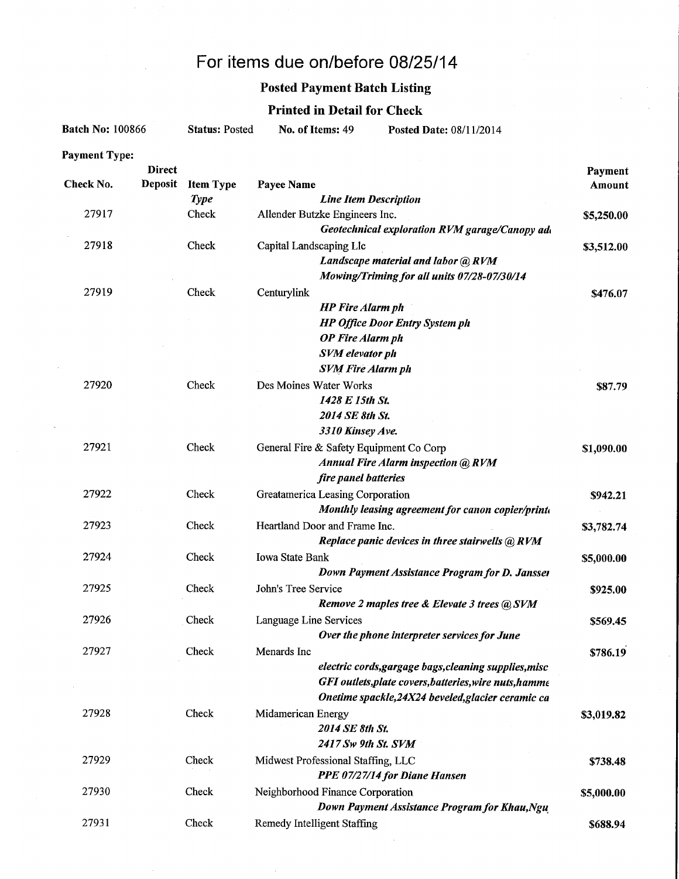# For items due on/before 08/25/14

## Posted Payment Batch Listing

### Printed in Detail for Check

**Batch No:** 100866 **Status:** Posted **No. of Items:** 49 **Posted Date:** 08/11/2014

**Payment Type:**

| Check No. | Direct Deposit | Item Type *Type* | Payee Name *Line Item Description* | Payment Amount |
|---|---|---|---|---|
| 27917 | | Check | Allender Butzke Engineers Inc. | $5,250.00 |
| | | | *Geotechnical exploration RVM garage/Canopy ad* | |
| 27918 | | Check | Capital Landscaping Llc | $3,512.00 |
| | | | *Landscape material and labor @ RVM* | |
| | | | *Mowing/Triming for all units 07/28-07/30/14* | |
| 27919 | | Check | Centurylink | $476.07 |
| | | | *HP Fire Alarm ph* | |
| | | | *HP Office Door Entry System ph* | |
| | | | *OP Fire Alarm ph* | |
| | | | *SVM elevator ph* | |
| | | | *SVM Fire Alarm ph* | |
| 27920 | | Check | Des Moines Water Works | $87.79 |
| | | | *1428 E 15th St.* | |
| | | | *2014 SE 8th St.* | |
| | | | *3310 Kinsey Ave.* | |
| 27921 | | Check | General Fire & Safety Equipment Co Corp | $1,090.00 |
| | | | *Annual Fire Alarm inspection @ RVM* | |
| | | | *fire panel batteries* | |
| 27922 | | Check | Greatamerica Leasing Corporation | $942.21 |
| | | | *Monthly leasing agreement for canon copier/print* | |
| 27923 | | Check | Heartland Door and Frame Inc. | $3,782.74 |
| | | | *Replace panic devices in three stairwells @ RVM* | |
| 27924 | | Check | Iowa State Bank | $5,000.00 |
| | | | *Down Payment Assistance Program for D. Jansse* | |
| 27925 | | Check | John's Tree Service | $925.00 |
| | | | *Remove 2 maples tree & Elevate 3 trees @ SVM* | |
| 27926 | | Check | Language Line Services | $569.45 |
| | | | *Over the phone interpreter services for June* | |
| 27927 | | Check | Menards Inc | $786.19 |
| | | | *electric cords,gargage bags,cleaning supplies,misc* | |
| | | | *GFI outlets,plate covers,batteries,wire nuts,hamme* | |
| | | | *Onetime spackle,24X24 beveled,glacier ceramic ca* | |
| 27928 | | Check | Midamerican Energy | $3,019.82 |
| | | | *2014 SE 8th St.* | |
| | | | *2417 Sw 9th St. SVM* | |
| 27929 | | Check | Midwest Professional Staffing, LLC | $738.48 |
| | | | *PPE 07/27/14 for Diane Hansen* | |
| 27930 | | Check | Neighborhood Finance Corporation | $5,000.00 |
| | | | *Down Payment Assistance Program for Khau,Ngu* | |
| 27931 | | Check | Remedy Intelligent Staffing | $688.94 |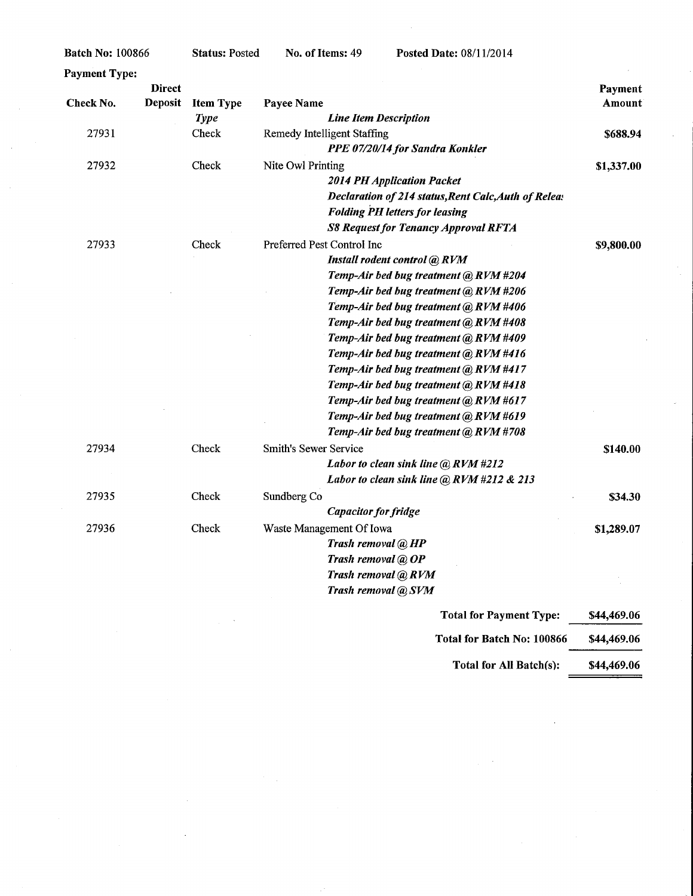**Batch No:** 100866 **Status:** Posted **No. of Items:** 49 **Posted Date:** 08/11/2014

**Payment Type:**

| Check No. | Direct Deposit | Item Type *Type* | Payee Name *Line Item Description* | Payment Amount |
|---|---|---|---|---|
| 27931 | | Check | Remedy Intelligent Staffing | **$688.94** |
| | | | ***PPE 07/20/14 for Sandra Konkler*** | |
| 27932 | | Check | Nite Owl Printing | **$1,337.00** |
| | | | ***2014 PH Application Packet*** | |
| | | | ***Declaration of 214 status,Rent Calc,Auth of Relea*** | |
| | | | ***Folding PH letters for leasing*** | |
| | | | ***S8 Request for Tenancy Approval RFTA*** | |
| 27933 | | Check | Preferred Pest Control Inc | **$9,800.00** |
| | | | ***Install rodent control @ RVM*** | |
| | | | ***Temp-Air bed bug treatment @ RVM #204*** | |
| | | | ***Temp-Air bed bug treatment @ RVM #206*** | |
| | | | ***Temp-Air bed bug treatment @ RVM #406*** | |
| | | | ***Temp-Air bed bug treatment @ RVM #408*** | |
| | | | ***Temp-Air bed bug treatment @ RVM #409*** | |
| | | | ***Temp-Air bed bug treatment @ RVM #416*** | |
| | | | ***Temp-Air bed bug treatment @ RVM #417*** | |
| | | | ***Temp-Air bed bug treatment @ RVM #418*** | |
| | | | ***Temp-Air bed bug treatment @ RVM #617*** | |
| | | | ***Temp-Air bed bug treatment @ RVM #619*** | |
| | | | ***Temp-Air bed bug treatment @ RVM #708*** | |
| 27934 | | Check | Smith's Sewer Service | **$140.00** |
| | | | ***Labor to clean sink line @ RVM #212*** | |
| | | | ***Labor to clean sink line @ RVM #212 & 213*** | |
| 27935 | | Check | Sundberg Co | **$34.30** |
| | | | ***Capacitor for fridge*** | |
| 27936 | | Check | Waste Management Of Iowa | **$1,289.07** |
| | | | ***Trash removal @ HP*** | |
| | | | ***Trash removal @ OP*** | |
| | | | ***Trash removal @ RVM*** | |
| | | | ***Trash removal @ SVM*** | |

| | |
|---|---|
| **Total for Payment Type:** | **$44,469.06** |
| **Total for Batch No: 100866** | **$44,469.06** |
| **Total for All Batch(s):** | **$44,469.06** |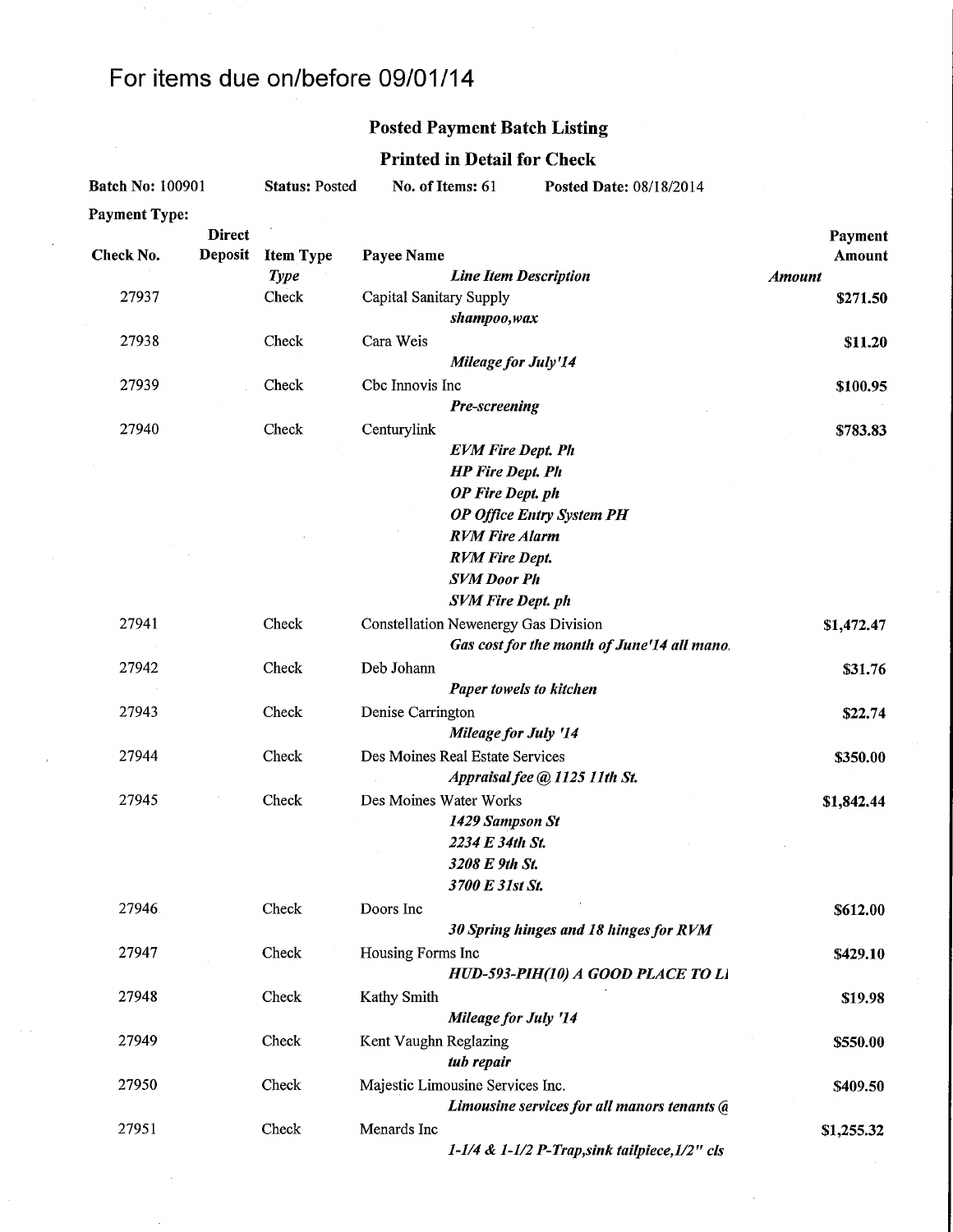# For items due on/before 09/01/14

## Posted Payment Batch Listing

### Printed in Detail for Check

**Batch No:** 100901 **Status:** Posted **No. of Items:** 61 **Posted Date:** 08/18/2014

**Payment Type:**

| Check No. | Direct Deposit | Item Type *Type* | Payee Name *Line Item Description* | Payment Amount *Amount* |
|---|---|---|---|---|
| 27937 | | Check | Capital Sanitary Supply | **$271.50** |
| | | | *shampoo,wax* | |
| 27938 | | Check | Cara Weis | **$11.20** |
| | | | *Mileage for July'14* | |
| 27939 | | Check | Cbc Innovis Inc | **$100.95** |
| | | | *Pre-screening* | |
| 27940 | | Check | Centurylink | **$783.83** |
| | | | *EVM Fire Dept. Ph* | |
| | | | *HP Fire Dept. Ph* | |
| | | | *OP Fire Dept. ph* | |
| | | | *OP Office Entry System PH* | |
| | | | *RVM Fire Alarm* | |
| | | | *RVM Fire Dept.* | |
| | | | *SVM Door Ph* | |
| | | | *SVM Fire Dept. ph* | |
| 27941 | | Check | Constellation Newenergy Gas Division | **$1,472.47** |
| | | | *Gas cost for the month of June'14 all mano.* | |
| 27942 | | Check | Deb Johann | **$31.76** |
| | | | *Paper towels to kitchen* | |
| 27943 | | Check | Denise Carrington | **$22.74** |
| | | | *Mileage for July '14* | |
| 27944 | | Check | Des Moines Real Estate Services | **$350.00** |
| | | | *Appraisal fee @ 1125 11th St.* | |
| 27945 | | Check | Des Moines Water Works | **$1,842.44** |
| | | | *1429 Sampson St* | |
| | | | *2234 E 34th St.* | |
| | | | *3208 E 9th St.* | |
| | | | *3700 E 31st St.* | |
| 27946 | | Check | Doors Inc | **$612.00** |
| | | | *30 Spring hinges and 18 hinges for RVM* | |
| 27947 | | Check | Housing Forms Inc | **$429.10** |
| | | | *HUD-593-PIH(10) A GOOD PLACE TO LI* | |
| 27948 | | Check | Kathy Smith | **$19.98** |
| | | | *Mileage for July '14* | |
| 27949 | | Check | Kent Vaughn Reglazing | **$550.00** |
| | | | *tub repair* | |
| 27950 | | Check | Majestic Limousine Services Inc. | **$409.50** |
| | | | *Limousine services for all manors tenants @* | |
| 27951 | | Check | Menards Inc | **$1,255.32** |
| | | | *1-1/4 & 1-1/2 P-Trap,sink tailpiece,1/2" cls* | |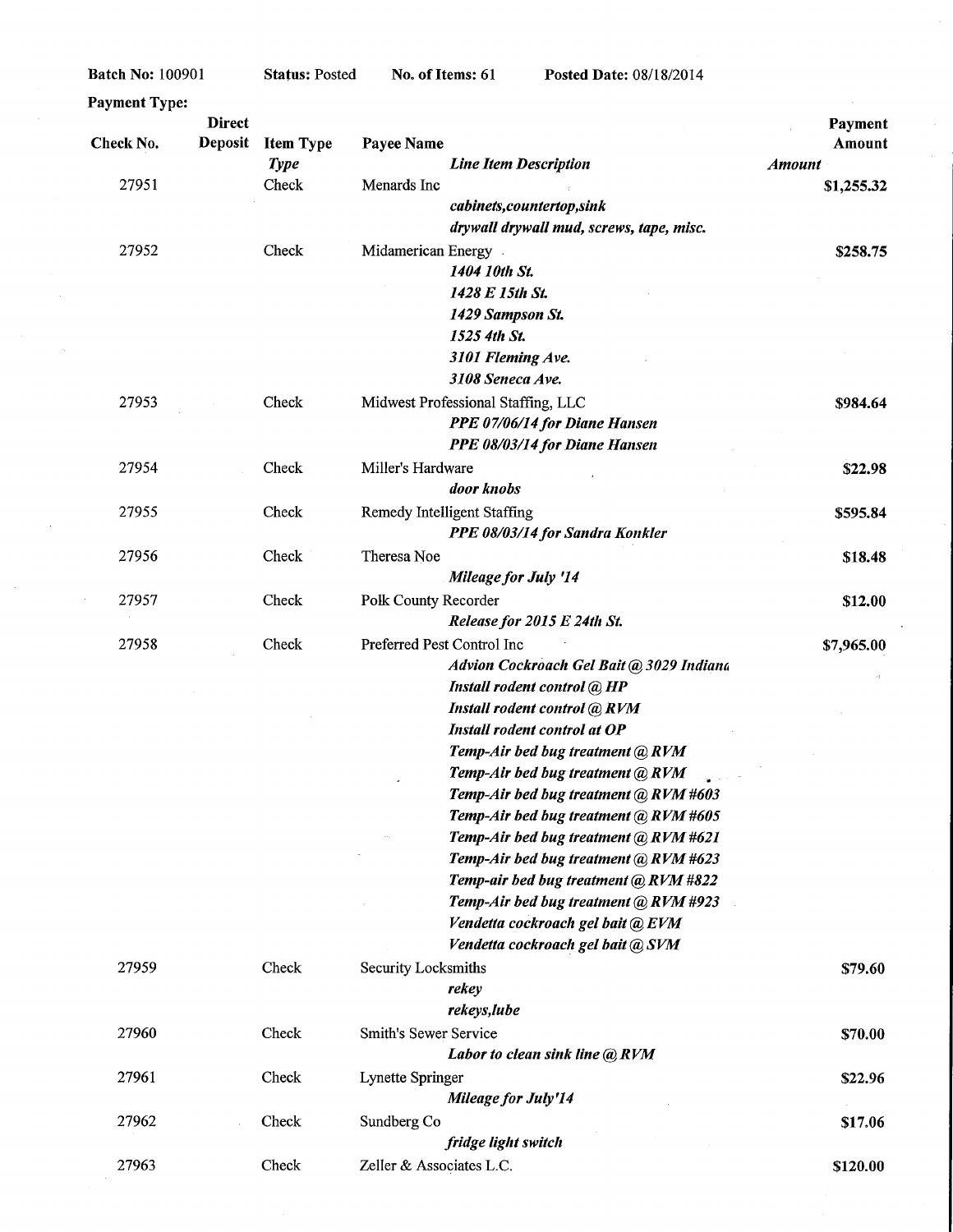**Batch No:** 100901 **Status:** Posted **No. of Items:** 61 **Posted Date:** 08/18/2014

**Payment Type:**

| Check No. | Direct Deposit | Item Type *Type* | Payee Name *Line Item Description* | *Amount* | Payment Amount |
|---|---|---|---|---|---|
| 27951 | | Check | Menards Inc | | **$1,255.32** |
| | | | *cabinets,countertop,sink* | | |
| | | | *drywall drywall mud, screws, tape, misc.* | | |
| 27952 | | Check | Midamerican Energy | | **$258.75** |
| | | | *1404 10th St.* | | |
| | | | *1428 E 15th St.* | | |
| | | | *1429 Sampson St.* | | |
| | | | *1525 4th St.* | | |
| | | | *3101 Fleming Ave.* | | |
| | | | *3108 Seneca Ave.* | | |
| 27953 | | Check | Midwest Professional Staffing, LLC | | **$984.64** |
| | | | *PPE 07/06/14 for Diane Hansen* | | |
| | | | *PPE 08/03/14 for Diane Hansen* | | |
| 27954 | | Check | Miller's Hardware | | **$22.98** |
| | | | *door knobs* | | |
| 27955 | | Check | Remedy Intelligent Staffing | | **$595.84** |
| | | | *PPE 08/03/14 for Sandra Konkler* | | |
| 27956 | | Check | Theresa Noe | | **$18.48** |
| | | | *Mileage for July '14* | | |
| 27957 | | Check | Polk County Recorder | | **$12.00** |
| | | | *Release for 2015 E 24th St.* | | |
| 27958 | | Check | Preferred Pest Control Inc | | **$7,965.00** |
| | | | *Advion Cockroach Gel Bait @ 3029 Indiana* | | |
| | | | *Install rodent control @ HP* | | |
| | | | *Install rodent control @ RVM* | | |
| | | | *Install rodent control at OP* | | |
| | | | *Temp-Air bed bug treatment @ RVM* | | |
| | | | *Temp-Air bed bug treatment @ RVM* | | |
| | | | *Temp-Air bed bug treatment @ RVM #603* | | |
| | | | *Temp-Air bed bug treatment @ RVM #605* | | |
| | | | *Temp-Air bed bug treatment @ RVM #621* | | |
| | | | *Temp-Air bed bug treatment @ RVM #623* | | |
| | | | *Temp-air bed bug treatment @ RVM #822* | | |
| | | | *Temp-Air bed bug treatment @ RVM #923* | | |
| | | | *Vendetta cockroach gel bait @ EVM* | | |
| | | | *Vendetta cockroach gel bait @ SVM* | | |
| 27959 | | Check | Security Locksmiths | | **$79.60** |
| | | | *rekey* | | |
| | | | *rekeys,lube* | | |
| 27960 | | Check | Smith's Sewer Service | | **$70.00** |
| | | | *Labor to clean sink line @ RVM* | | |
| 27961 | | Check | Lynette Springer | | **$22.96** |
| | | | *Mileage for July'14* | | |
| 27962 | | Check | Sundberg Co | | **$17.06** |
| | | | *fridge light switch* | | |
| 27963 | | Check | Zeller & Associates L.C. | | **$120.00** |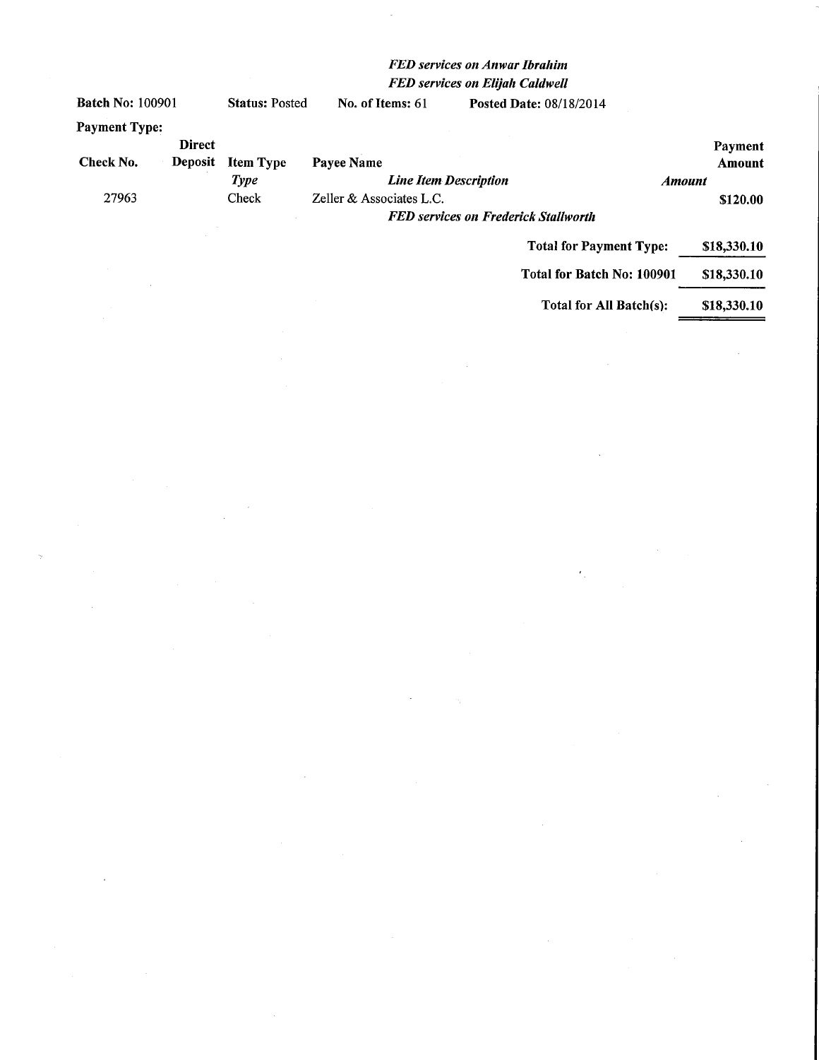*FED services on Anwar Ibrahim*

*FED services on Elijah Caldwell*

**Batch No:** 100901 **Status:** Posted **No. of Items:** 61 **Posted Date:** 08/18/2014

**Payment Type:**

| Check No. | Direct Deposit | Item Type | Payee Name | Payment Amount |
|---|---|---|---|---|
| | | *Type* | *Line Item Description* | *Amount* |
| 27963 | | Check | Zeller & Associates L.C. | $120.00 |
| | | | *FED services on Frederick Stallworth* | |

| | |
|---|---|
| **Total for Payment Type:** | **$18,330.10** |
| **Total for Batch No: 100901** | **$18,330.10** |
| **Total for All Batch(s):** | **$18,330.10** |